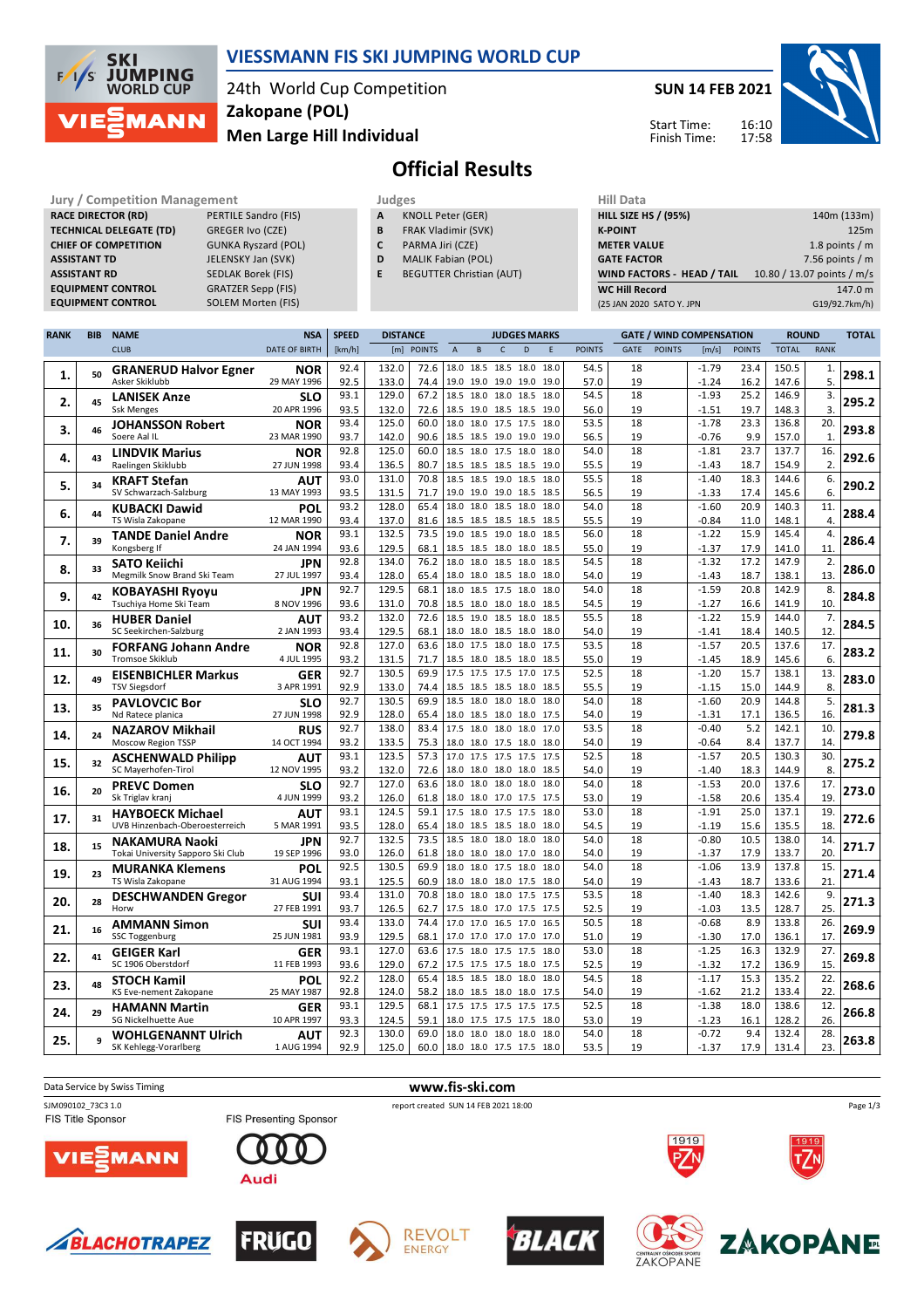# VIESSMANN FIS SKI JUMPING WORLD CUP

24th World Cup Competition
**Zakopane (POL)**
**Men Large Hill Individual**

**SUN 14 FEB 2021**

Start Time: 16:10
Finish Time: 17:58

## Official Results

**Jury / Competition Management**

| | |
|---|---|
| RACE DIRECTOR (RD) | PERTILE Sandro (FIS) |
| TECHNICAL DELEGATE (TD) | GREGER Ivo (CZE) |
| CHIEF OF COMPETITION | GUNKA Ryszard (POL) |
| ASSISTANT TD | JELENSKY Jan (SVK) |
| ASSISTANT RD | SEDLAK Borek (FIS) |
| EQUIPMENT CONTROL | GRATZER Sepp (FIS) |
| EQUIPMENT CONTROL | SOLEM Morten (FIS) |

**Judges**

| | |
|---|---|
| A | KNOLL Peter (GER) |
| B | FRAK Vladimir (SVK) |
| C | PARMA Jiri (CZE) |
| D | MALIK Fabian (POL) |
| E | BEGUTTER Christian (AUT) |

**Hill Data**

| | |
|---|---|
| HILL SIZE HS / (95%) | 140m (133m) |
| K-POINT | 125m |
| METER VALUE | 1.8 points / m |
| GATE FACTOR | 7.56 points / m |
| WIND FACTORS - HEAD / TAIL | 10.80 / 13.07 points / m/s |
| WC Hill Record | 147.0 m |
| (25 JAN 2020 SATO Y. JPN | G19/92.7km/h) |

| RANK | BIB | NAME / CLUB | NSA / DATE OF BIRTH | SPEED [km/h] | DISTANCE [m] | DISTANCE POINTS | A | B | C | D | E | JUDGES POINTS | GATE | GATE POINTS | WIND [m/s] | WIND POINTS | ROUND TOTAL | ROUND RANK | TOTAL |
|---|---|---|---|---|---|---|---|---|---|---|---|---|---|---|---|---|---|---|---|
| 1. | 50 | **GRANERUD Halvor Egner** | **NOR** | 92.4 | 132.0 | 72.6 | 18.0 | 18.5 | 18.5 | 18.0 | 18.0 | 54.5 | 18 | | -1.79 | 23.4 | 150.5 | 1. | **298.1** |
| | | Asker Skiklubb | 29 MAY 1996 | 92.5 | 133.0 | 74.4 | 19.0 | 19.0 | 19.0 | 19.0 | 19.0 | 57.0 | 19 | | -1.24 | 16.2 | 147.6 | 5. | |
| 2. | 45 | **LANISEK Anze** | **SLO** | 93.1 | 129.0 | 67.2 | 18.5 | 18.0 | 18.0 | 18.5 | 18.0 | 54.5 | 18 | | -1.93 | 25.2 | 146.9 | 3. | **295.2** |
| | | Ssk Menges | 20 APR 1996 | 93.5 | 132.0 | 72.6 | 18.5 | 19.0 | 18.5 | 18.5 | 19.0 | 56.0 | 19 | | -1.51 | 19.7 | 148.3 | 3. | |
| 3. | 46 | **JOHANSSON Robert** | **NOR** | 93.4 | 125.0 | 60.0 | 18.0 | 18.0 | 17.5 | 17.5 | 18.0 | 53.5 | 18 | | -1.78 | 23.3 | 136.8 | 20. | **293.8** |
| | | Soere Aal IL | 23 MAR 1990 | 93.7 | 142.0 | 90.6 | 18.5 | 18.5 | 19.0 | 19.0 | 19.0 | 56.5 | 19 | | -0.76 | 9.9 | 157.0 | 1. | |
| 4. | 43 | **LINDVIK Marius** | **NOR** | 92.8 | 125.0 | 60.0 | 18.5 | 18.0 | 17.5 | 18.0 | 18.0 | 54.0 | 18 | | -1.81 | 23.7 | 137.7 | 16. | **292.6** |
| | | Raelingen Skiklubb | 27 JUN 1998 | 93.4 | 136.5 | 80.7 | 18.5 | 18.5 | 18.5 | 18.5 | 19.0 | 55.5 | 19 | | -1.43 | 18.7 | 154.9 | 2. | |
| 5. | 34 | **KRAFT Stefan** | **AUT** | 93.0 | 131.0 | 70.8 | 18.5 | 18.5 | 19.0 | 18.5 | 18.0 | 55.5 | 18 | | -1.40 | 18.3 | 144.6 | 6. | **290.2** |
| | | SV Schwarzach-Salzburg | 13 MAY 1993 | 93.5 | 131.5 | 71.7 | 19.0 | 19.0 | 19.0 | 18.5 | 19.0 | 56.5 | 19 | | -1.33 | 17.4 | 145.6 | 6. | |
| 6. | 44 | **KUBACKI Dawid** | **POL** | 93.2 | 128.0 | 65.4 | 18.0 | 18.0 | 18.5 | 18.0 | 18.0 | 54.0 | 18 | | -1.60 | 20.9 | 140.3 | 11. | **288.4** |
| | | TS Wisla Zakopane | 12 MAR 1990 | 93.4 | 137.0 | 81.6 | 18.5 | 18.5 | 18.5 | 18.5 | 18.5 | 55.5 | 19 | | -0.84 | 11.0 | 148.1 | 4. | |
| 7. | 39 | **TANDE Daniel Andre** | **NOR** | 93.1 | 132.5 | 73.5 | 19.0 | 18.5 | 19.0 | 18.0 | 18.5 | 56.0 | 18 | | -1.22 | 15.9 | 145.4 | 4. | **286.4** |
| | | Kongsberg If | 24 JAN 1994 | 93.6 | 129.5 | 68.1 | 18.5 | 18.5 | 18.0 | 18.0 | 18.5 | 55.0 | 19 | | -1.37 | 17.9 | 141.0 | 11. | |
| 8. | 33 | **SATO Keiichi** | **JPN** | 92.8 | 134.0 | 76.2 | 18.0 | 18.0 | 18.5 | 18.0 | 18.5 | 54.5 | 18 | | -1.32 | 17.2 | 147.9 | 2. | **286.0** |
| | | Megmilk Snow Brand Ski Team | 27 JUL 1997 | 93.4 | 128.0 | 65.4 | 18.0 | 18.0 | 18.5 | 18.0 | 18.0 | 54.0 | 19 | | -1.43 | 18.7 | 138.1 | 13. | |
| 9. | 42 | **KOBAYASHI Ryoyu** | **JPN** | 92.7 | 129.5 | 68.1 | 18.0 | 18.5 | 17.5 | 18.0 | 18.0 | 54.0 | 18 | | -1.59 | 20.8 | 142.9 | 8. | **284.8** |
| | | Tsuchiya Home Ski Team | 8 NOV 1996 | 93.6 | 131.0 | 70.8 | 18.5 | 18.0 | 18.0 | 18.0 | 18.5 | 54.5 | 19 | | -1.27 | 16.6 | 141.9 | 10. | |
| 10. | 36 | **HUBER Daniel** | **AUT** | 93.2 | 132.0 | 72.6 | 18.5 | 19.0 | 18.5 | 18.0 | 18.5 | 55.5 | 18 | | -1.22 | 15.9 | 144.0 | 7. | **284.5** |
| | | SC Seekirchen-Salzburg | 2 JAN 1993 | 93.4 | 129.5 | 68.1 | 18.0 | 18.0 | 18.5 | 18.0 | 18.0 | 54.0 | 19 | | -1.41 | 18.4 | 140.5 | 12. | |
| 11. | 30 | **FORFANG Johann Andre** | **NOR** | 92.8 | 127.0 | 63.6 | 18.0 | 17.5 | 18.0 | 18.0 | 17.5 | 53.5 | 18 | | -1.57 | 20.5 | 137.6 | 17. | **283.2** |
| | | Tromsoe Skiklub | 4 JUL 1995 | 93.2 | 131.5 | 71.7 | 18.5 | 18.0 | 18.5 | 18.0 | 18.5 | 55.0 | 19 | | -1.45 | 18.9 | 145.6 | 6. | |
| 12. | 49 | **EISENBICHLER Markus** | **GER** | 92.7 | 130.5 | 69.9 | 17.5 | 17.5 | 17.5 | 17.0 | 17.5 | 52.5 | 18 | | -1.20 | 15.7 | 138.1 | 13. | **283.0** |
| | | TSV Siegsdorf | 3 APR 1991 | 92.9 | 133.0 | 74.4 | 18.5 | 18.5 | 18.5 | 18.0 | 18.5 | 55.5 | 19 | | -1.15 | 15.0 | 144.9 | 8. | |
| 13. | 35 | **PAVLOVCIC Bor** | **SLO** | 92.7 | 130.5 | 69.9 | 18.5 | 18.0 | 18.0 | 18.0 | 18.0 | 54.0 | 18 | | -1.60 | 20.9 | 144.8 | 5. | **281.3** |
| | | Nd Ratece planica | 27 JUN 1998 | 92.9 | 128.0 | 65.4 | 18.0 | 18.5 | 18.0 | 18.0 | 17.5 | 54.0 | 19 | | -1.31 | 17.1 | 136.5 | 16. | |
| 14. | 24 | **NAZAROV Mikhail** | **RUS** | 92.7 | 138.0 | 83.4 | 17.5 | 18.0 | 18.0 | 18.0 | 17.0 | 53.5 | 18 | | -0.40 | 5.2 | 142.1 | 10. | **279.8** |
| | | Moscow Region TSSP | 14 OCT 1994 | 93.2 | 133.5 | 75.3 | 18.0 | 18.0 | 17.5 | 18.0 | 18.0 | 54.0 | 19 | | -0.64 | 8.4 | 137.7 | 14. | |
| 15. | 32 | **ASCHENWALD Philipp** | **AUT** | 93.1 | 123.5 | 57.3 | 17.0 | 17.5 | 17.5 | 17.5 | 17.5 | 52.5 | 18 | | -1.57 | 20.5 | 130.3 | 30. | **275.2** |
| | | SC Mayerhofen-Tirol | 12 NOV 1995 | 93.2 | 132.0 | 72.6 | 18.0 | 18.0 | 18.0 | 18.0 | 18.5 | 54.0 | 19 | | -1.40 | 18.3 | 144.9 | 8. | |
| 16. | 20 | **PREVC Domen** | **SLO** | 92.7 | 127.0 | 63.6 | 18.0 | 18.0 | 18.0 | 18.0 | 18.0 | 54.0 | 18 | | -1.53 | 20.0 | 137.6 | 17. | **273.0** |
| | | Sk Triglav kranj | 4 JUN 1999 | 93.2 | 126.0 | 61.8 | 18.0 | 18.0 | 17.0 | 17.5 | 17.5 | 53.0 | 19 | | -1.58 | 20.6 | 135.4 | 19. | |
| 17. | 31 | **HAYBOECK Michael** | **AUT** | 93.1 | 124.5 | 59.1 | 17.5 | 18.0 | 17.5 | 17.5 | 18.0 | 53.0 | 18 | | -1.91 | 25.0 | 137.1 | 19. | **272.6** |
| | | UVB Hinzenbach-Oberoesterreich | 5 MAR 1991 | 93.5 | 128.0 | 65.4 | 18.0 | 18.5 | 18.5 | 18.0 | 18.0 | 54.5 | 19 | | -1.19 | 15.6 | 135.5 | 18. | |
| 18. | 15 | **NAKAMURA Naoki** | **JPN** | 92.7 | 132.5 | 73.5 | 18.5 | 18.0 | 18.0 | 18.0 | 18.0 | 54.0 | 18 | | -0.80 | 10.5 | 138.0 | 14. | **271.7** |
| | | Tokai University Sapporo Ski Club | 19 SEP 1996 | 93.0 | 126.0 | 61.8 | 18.0 | 18.0 | 18.0 | 17.0 | 18.0 | 54.0 | 19 | | -1.37 | 17.9 | 133.7 | 20. | |
| 19. | 23 | **MURANKA Klemens** | **POL** | 92.5 | 130.5 | 69.9 | 18.0 | 18.0 | 17.5 | 18.0 | 18.0 | 54.0 | 18 | | -1.06 | 13.9 | 137.8 | 15. | **271.4** |
| | | TS Wisla Zakopane | 31 AUG 1994 | 93.1 | 125.5 | 60.9 | 18.0 | 18.0 | 18.0 | 17.5 | 18.0 | 54.0 | 19 | | -1.43 | 18.7 | 133.6 | 21. | |
| 20. | 28 | **DESCHWANDEN Gregor** | **SUI** | 93.4 | 131.0 | 70.8 | 18.0 | 18.0 | 18.0 | 17.5 | 17.5 | 53.5 | 18 | | -1.40 | 18.3 | 142.6 | 9. | **271.3** |
| | | Horw | 27 FEB 1991 | 93.7 | 126.5 | 62.7 | 17.5 | 18.0 | 17.0 | 17.5 | 17.5 | 52.5 | 19 | | -1.03 | 13.5 | 128.7 | 25. | |
| 21. | 16 | **AMMANN Simon** | **SUI** | 93.4 | 133.0 | 74.4 | 17.0 | 17.0 | 16.5 | 17.0 | 16.5 | 50.5 | 18 | | -0.68 | 8.9 | 133.8 | 26. | **269.9** |
| | | SSC Toggenburg | 25 JUN 1981 | 93.9 | 129.5 | 68.1 | 17.0 | 17.0 | 17.0 | 17.0 | 17.0 | 51.0 | 19 | | -1.30 | 17.0 | 136.1 | 17. | |
| 22. | 41 | **GEIGER Karl** | **GER** | 93.1 | 127.0 | 63.6 | 17.5 | 18.0 | 17.5 | 17.5 | 18.0 | 53.0 | 18 | | -1.25 | 16.3 | 132.9 | 27. | **269.8** |
| | | SC 1906 Oberstdorf | 11 FEB 1993 | 93.6 | 129.0 | 67.2 | 17.5 | 17.5 | 17.5 | 18.0 | 17.5 | 52.5 | 19 | | -1.32 | 17.2 | 136.9 | 15. | |
| 23. | 48 | **STOCH Kamil** | **POL** | 92.2 | 128.0 | 65.4 | 18.5 | 18.5 | 18.0 | 18.0 | 18.0 | 54.5 | 18 | | -1.17 | 15.3 | 135.2 | 22. | **268.6** |
| | | KS Eve-nement Zakopane | 25 MAY 1987 | 92.8 | 124.0 | 58.2 | 18.0 | 18.5 | 18.0 | 18.0 | 17.5 | 54.0 | 19 | | -1.62 | 21.2 | 133.4 | 22. | |
| 24. | 29 | **HAMANN Martin** | **GER** | 93.1 | 129.5 | 68.1 | 17.5 | 17.5 | 17.5 | 17.5 | 17.5 | 52.5 | 18 | | -1.38 | 18.0 | 138.6 | 12. | **266.8** |
| | | SG Nickelhuette Aue | 10 APR 1997 | 93.3 | 124.5 | 59.1 | 18.0 | 17.5 | 17.5 | 17.5 | 18.0 | 53.0 | 19 | | -1.23 | 16.1 | 128.2 | 26. | |
| 25. | 9 | **WOHLGENANNT Ulrich** | **AUT** | 92.3 | 130.0 | 69.0 | 18.0 | 18.0 | 18.0 | 18.0 | 18.0 | 54.0 | 18 | | -0.72 | 9.4 | 132.4 | 28. | **263.8** |
| | | SK Kehlegg-Vorarlberg | 1 AUG 1994 | 92.9 | 125.0 | 60.0 | 18.0 | 18.0 | 17.5 | 17.5 | 18.0 | 53.5 | 19 | | -1.37 | 17.9 | 131.4 | 23. | |

Data Service by Swiss Timing — www.fis-ski.com

SJM090102_73C3 1.0 — report created SUN 14 FEB 2021 18:00

FIS Title Sponsor — FIS Presenting Sponsor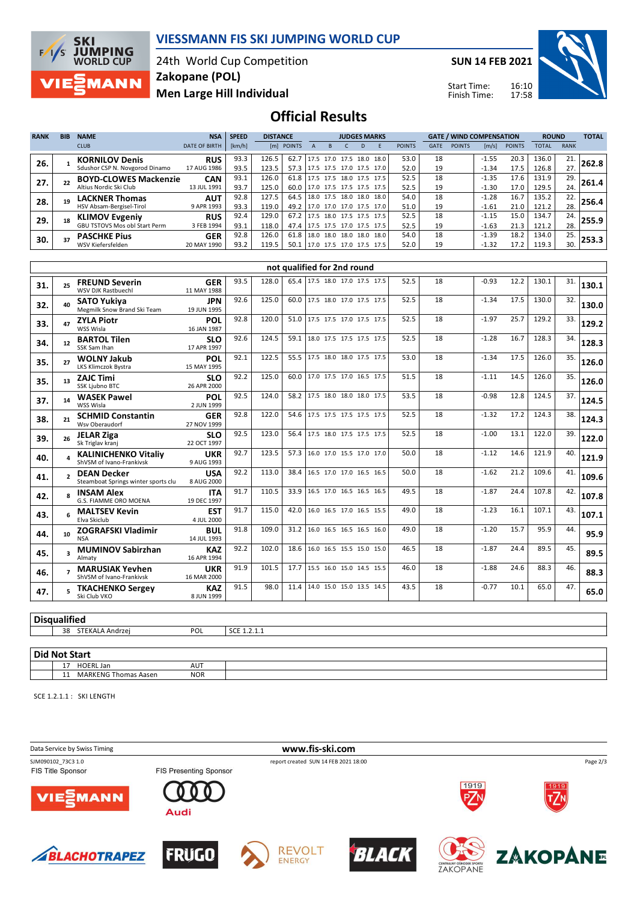# VIESSMANN FIS SKI JUMPING WORLD CUP

24th World Cup Competition
Zakopane (POL)
Men Large Hill Individual

SUN 14 FEB 2021

Start Time: 16:10
Finish Time: 17:58

## Official Results

| RANK | BIB | NAME / CLUB | NSA / DATE OF BIRTH | SPEED [km/h] | DISTANCE [m] | DISTANCE POINTS | JUDGES A | B | C | D | E | JUDGES POINTS | GATE | GATE POINTS | WIND [m/s] | WIND POINTS | ROUND TOTAL | ROUND RANK | TOTAL |
|---|---|---|---|---|---|---|---|---|---|---|---|---|---|---|---|---|---|---|---|
| 26. | 1 | KORNILOV Denis / Sdushor CSP N. Novgorod Dinamo | RUS / 17 AUG 1986 | 93.3 | 126.5 | 62.7 | 17.5 | 17.0 | 17.5 | 18.0 | 18.0 | 53.0 | 18 | | -1.55 | 20.3 | 136.0 | 21. | 262.8 |
| | | | | 93.5 | 123.5 | 57.3 | 17.5 | 17.5 | 17.0 | 17.5 | 17.0 | 52.0 | 19 | | -1.34 | 17.5 | 126.8 | 27. | |
| 27. | 22 | BOYD-CLOWES Mackenzie / Altius Nordic Ski Club | CAN / 13 JUL 1991 | 93.1 | 126.0 | 61.8 | 17.5 | 17.5 | 18.0 | 17.5 | 17.5 | 52.5 | 18 | | -1.35 | 17.6 | 131.9 | 29. | 261.4 |
| | | | | 93.7 | 125.0 | 60.0 | 17.0 | 17.5 | 17.5 | 17.5 | 17.5 | 52.5 | 19 | | -1.30 | 17.0 | 129.5 | 24. | |
| 28. | 19 | LACKNER Thomas / HSV Absam-Bergisel-Tirol | AUT / 9 APR 1993 | 92.8 | 127.5 | 64.5 | 18.0 | 17.5 | 18.0 | 18.0 | 18.0 | 54.0 | 18 | | -1.28 | 16.7 | 135.2 | 22. | 256.4 |
| | | | | 93.3 | 119.0 | 49.2 | 17.0 | 17.0 | 17.0 | 17.5 | 17.0 | 51.0 | 19 | | -1.61 | 21.0 | 121.2 | 28. | |
| 29. | 18 | KLIMOV Evgeniy / GBU TSTOVS Mos obl Start Perm | RUS / 3 FEB 1994 | 92.4 | 129.0 | 67.2 | 17.5 | 18.0 | 17.5 | 17.5 | 17.5 | 52.5 | 18 | | -1.15 | 15.0 | 134.7 | 24. | 255.9 |
| | | | | 93.1 | 118.0 | 47.4 | 17.5 | 17.5 | 17.0 | 17.5 | 17.5 | 52.5 | 19 | | -1.63 | 21.3 | 121.2 | 28. | |
| 30. | 37 | PASCHKE Pius / WSV Kiefersfelden | GER / 20 MAY 1990 | 92.8 | 126.0 | 61.8 | 18.0 | 18.0 | 18.0 | 18.0 | 18.0 | 54.0 | 18 | | -1.39 | 18.2 | 134.0 | 25. | 253.3 |
| | | | | 93.2 | 119.5 | 50.1 | 17.0 | 17.5 | 17.0 | 17.5 | 17.5 | 52.0 | 19 | | -1.32 | 17.2 | 119.3 | 30. | |

### not qualified for 2nd round

| RANK | BIB | NAME / CLUB | NSA / DATE OF BIRTH | SPEED [km/h] | DISTANCE [m] | DISTANCE POINTS | JUDGES A | B | C | D | E | JUDGES POINTS | GATE | GATE POINTS | WIND [m/s] | WIND POINTS | ROUND TOTAL | ROUND RANK | TOTAL |
|---|---|---|---|---|---|---|---|---|---|---|---|---|---|---|---|---|---|---|---|
| 31. | 25 | FREUND Severin / WSV DJK Rastbuechl | GER / 11 MAY 1988 | 93.5 | 128.0 | 65.4 | 17.5 | 18.0 | 17.0 | 17.5 | 17.5 | 52.5 | 18 | | -0.93 | 12.2 | 130.1 | 31. | 130.1 |
| 32. | 40 | SATO Yukiya / Megmilk Snow Brand Ski Team | JPN / 19 JUN 1995 | 92.6 | 125.0 | 60.0 | 17.5 | 18.0 | 17.0 | 17.5 | 17.5 | 52.5 | 18 | | -1.34 | 17.5 | 130.0 | 32. | 130.0 |
| 33. | 47 | ZYLA Piotr / WSS Wisla | POL / 16 JAN 1987 | 92.8 | 120.0 | 51.0 | 17.5 | 17.5 | 17.0 | 17.5 | 17.5 | 52.5 | 18 | | -1.97 | 25.7 | 129.2 | 33. | 129.2 |
| 34. | 12 | BARTOL Tilen / SSK Sam Ihan | SLO / 17 APR 1997 | 92.6 | 124.5 | 59.1 | 18.0 | 17.5 | 17.5 | 17.5 | 17.5 | 52.5 | 18 | | -1.28 | 16.7 | 128.3 | 34. | 128.3 |
| 35. | 27 | WOLNY Jakub / LKS Klimczok Bystra | POL / 15 MAY 1995 | 92.1 | 122.5 | 55.5 | 17.5 | 18.0 | 18.0 | 17.5 | 17.5 | 53.0 | 18 | | -1.34 | 17.5 | 126.0 | 35. | 126.0 |
| 35. | 13 | ZAJC Timi / SSK Ljubno BTC | SLO / 26 APR 2000 | 92.2 | 125.0 | 60.0 | 17.0 | 17.5 | 17.0 | 16.5 | 17.5 | 51.5 | 18 | | -1.11 | 14.5 | 126.0 | 35. | 126.0 |
| 37. | 14 | WASEK Pawel / WSS Wisla | POL / 2 JUN 1999 | 92.5 | 124.0 | 58.2 | 17.5 | 18.0 | 18.0 | 18.0 | 17.5 | 53.5 | 18 | | -0.98 | 12.8 | 124.5 | 37. | 124.5 |
| 38. | 21 | SCHMID Constantin / Wsv Oberaudorf | GER / 27 NOV 1999 | 92.8 | 122.0 | 54.6 | 17.5 | 17.5 | 17.5 | 17.5 | 17.5 | 52.5 | 18 | | -1.32 | 17.2 | 124.3 | 38. | 124.3 |
| 39. | 26 | JELAR Ziga / Sk Triglav kranj | SLO / 22 OCT 1997 | 92.5 | 123.0 | 56.4 | 17.5 | 18.0 | 17.5 | 17.5 | 17.5 | 52.5 | 18 | | -1.00 | 13.1 | 122.0 | 39. | 122.0 |
| 40. | 4 | KALINICHENKO Vitaliy / ShVSM of Ivano-Frankivsk | UKR / 9 AUG 1993 | 92.7 | 123.5 | 57.3 | 16.0 | 17.0 | 15.5 | 17.0 | 17.0 | 50.0 | 18 | | -1.12 | 14.6 | 121.9 | 40. | 121.9 |
| 41. | 2 | DEAN Decker / Steamboat Springs winter sports clu | USA / 8 AUG 2000 | 92.2 | 113.0 | 38.4 | 16.5 | 17.0 | 17.0 | 16.5 | 16.5 | 50.0 | 18 | | -1.62 | 21.2 | 109.6 | 41. | 109.6 |
| 42. | 8 | INSAM Alex / G.S. FIAMME ORO MOENA | ITA / 19 DEC 1997 | 91.7 | 110.5 | 33.9 | 16.5 | 17.0 | 16.5 | 16.5 | 16.5 | 49.5 | 18 | | -1.87 | 24.4 | 107.8 | 42. | 107.8 |
| 43. | 6 | MALTSEV Kevin / Elva Skiclub | EST / 4 JUL 2000 | 91.7 | 115.0 | 42.0 | 16.0 | 16.5 | 17.0 | 16.5 | 15.5 | 49.0 | 18 | | -1.23 | 16.1 | 107.1 | 43. | 107.1 |
| 44. | 10 | ZOGRAFSKI Vladimir / NSA | BUL / 14 JUL 1993 | 91.8 | 109.0 | 31.2 | 16.0 | 16.5 | 16.5 | 16.5 | 16.0 | 49.0 | 18 | | -1.20 | 15.7 | 95.9 | 44. | 95.9 |
| 45. | 3 | MUMINOV Sabirzhan / Almaty | KAZ / 16 APR 1994 | 92.2 | 102.0 | 18.6 | 16.0 | 16.5 | 15.5 | 15.0 | 15.0 | 46.5 | 18 | | -1.87 | 24.4 | 89.5 | 45. | 89.5 |
| 46. | 7 | MARUSIAK Yevhen / ShVSM of Ivano-Frankivsk | UKR / 16 MAR 2000 | 91.9 | 101.5 | 17.7 | 15.5 | 16.0 | 15.0 | 14.5 | 15.5 | 46.0 | 18 | | -1.88 | 24.6 | 88.3 | 46. | 88.3 |
| 47. | 5 | TKACHENKO Sergey / Ski Club VKO | KAZ / 8 JUN 1999 | 91.5 | 98.0 | 11.4 | 14.0 | 15.0 | 15.0 | 13.5 | 14.5 | 43.5 | 18 | | -0.77 | 10.1 | 65.0 | 47. | 65.0 |

### Disqualified

| BIB | NAME | NSA | REASON |
|---|---|---|---|
| 38 | STEKALA Andrzej | POL | SCE 1.2.1.1 |

### Did Not Start

| BIB | NAME | NSA |
|---|---|---|
| 17 | HOERL Jan | AUT |
| 11 | MARKENG Thomas Aasen | NOR |

SCE 1.2.1.1 : SKI LENGTH

Data Service by Swiss Timing — www.fis-ski.com

SJM090102_73C3 1.0 — report created SUN 14 FEB 2021 18:00

FIS Title Sponsor: VIESSMANN — FIS Presenting Sponsor: Audi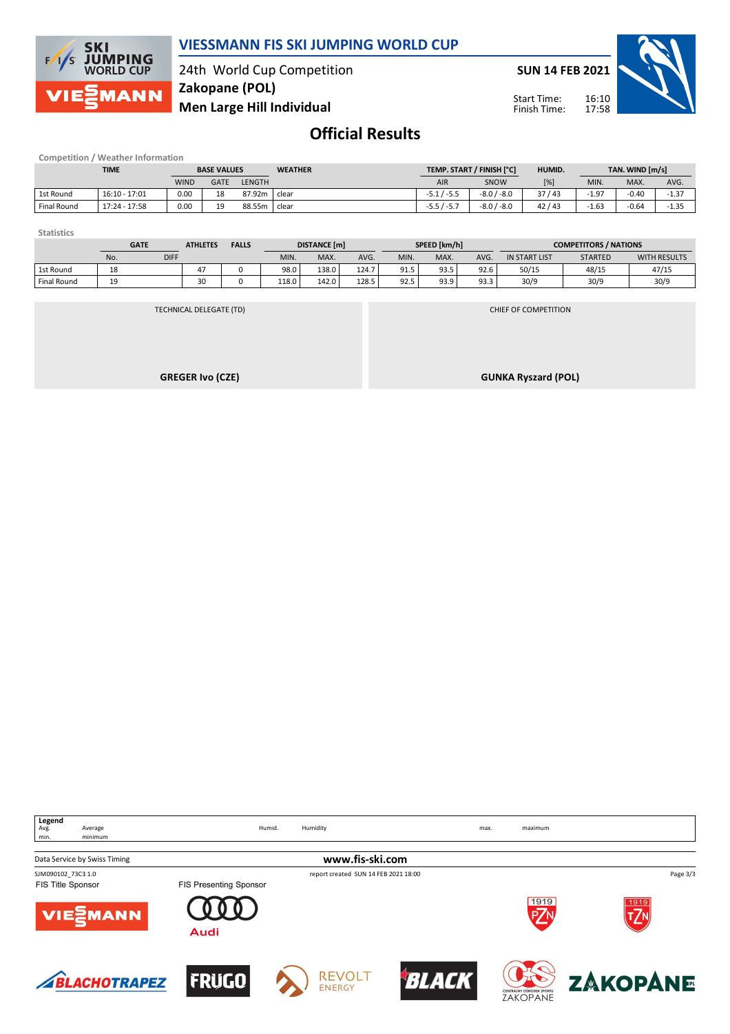# VIESSMANN FIS SKI JUMPING WORLD CUP

24th World Cup Competition
**Zakopane (POL)**
**Men Large Hill Individual**

**SUN 14 FEB 2021**

Start Time: 16:10
Finish Time: 17:58

## Official Results

### Competition / Weather Information

| | TIME | BASE VALUES | | | WEATHER | TEMP. START / FINISH [°C] | | HUMID. | TAN. WIND [m/s] | | |
|---|---|---|---|---|---|---|---|---|---|---|---|
| | | WIND | GATE | LENGTH | | AIR | SNOW | [%] | MIN. | MAX. | AVG. |
| 1st Round | 16:10 - 17:01 | 0.00 | 18 | 87.92m | clear | -5.1 / -5.5 | -8.0 / -8.0 | 37 / 43 | -1.97 | -0.40 | -1.37 |
| Final Round | 17:24 - 17:58 | 0.00 | 19 | 88.55m | clear | -5.5 / -5.7 | -8.0 / -8.0 | 42 / 43 | -1.63 | -0.64 | -1.35 |

### Statistics

| | GATE | | ATHLETES | FALLS | DISTANCE [m] | | | SPEED [km/h] | | | COMPETITORS / NATIONS | | |
|---|---|---|---|---|---|---|---|---|---|---|---|---|---|
| | No. | DIFF | | | MIN. | MAX. | AVG. | MIN. | MAX. | AVG. | IN START LIST | STARTED | WITH RESULTS |
| 1st Round | 18 | | 47 | 0 | 98.0 | 138.0 | 124.7 | 91.5 | 93.5 | 92.6 | 50/15 | 48/15 | 47/15 |
| Final Round | 19 | | 30 | 0 | 118.0 | 142.0 | 128.5 | 92.5 | 93.9 | 93.3 | 30/9 | 30/9 | 30/9 |

TECHNICAL DELEGATE (TD)

**GREGER Ivo (CZE)**

CHIEF OF COMPETITION

**GUNKA Ryszard (POL)**

**Legend**
Avg. Average
min. minimum
Humid. Humidity
max. maximum

Data Service by Swiss Timing
www.fis-ski.com
SJM090102_73C3 1.0
report created SUN 14 FEB 2021 18:00

FIS Title Sponsor
FIS Presenting Sponsor